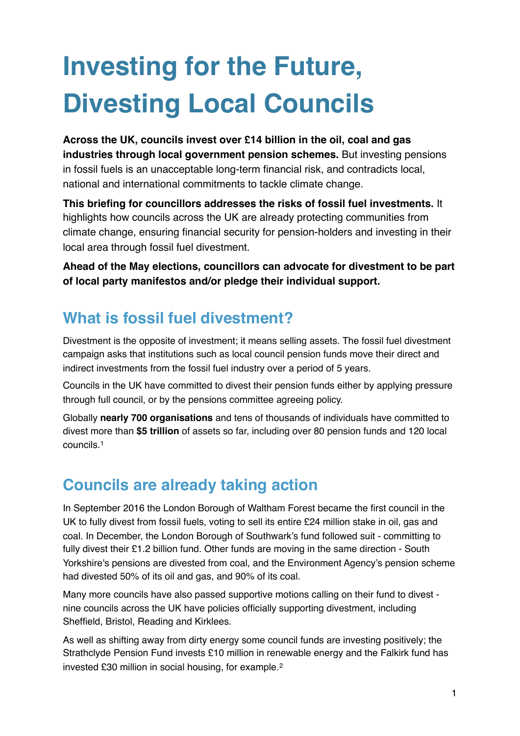# Investing for the Future, Divesting Local Councils

**Across the UK, councils invest over £14 billion in the oil, coal and gas industries through local government pension schemes.** But investing pensions in fossil fuels is an unacceptable long-term financial risk, and contradicts local, national and international commitments to tackle climate change.

**This briefing for councillors addresses the risks of fossil fuel investments.** It highlights how councils across the UK are already protecting communities from climate change, ensuring financial security for pension-holders and investing in their local area through fossil fuel divestment.

**Ahead of the May elections, councillors can advocate for divestment to be part of local party manifestos and/or pledge their individual support.**

## What is fossil fuel divestment?

Divestment is the opposite of investment; it means selling assets. The fossil fuel divestment campaign asks that institutions such as local council pension funds move their direct and indirect investments from the fossil fuel industry over a period of 5 years.

Councils in the UK have committed to divest their pension funds either by applying pressure through full council, or by the pensions committee agreeing policy.

Globally **nearly 700 organisations** and tens of thousands of individuals have committed to divest more than **$5 trillion** of assets so far, including over 80 pension funds and 120 local councils.[1]

## Councils are already taking action

In September 2016 the London Borough of Waltham Forest became the first council in the UK to fully divest from fossil fuels, voting to sell its entire £24 million stake in oil, gas and coal. In December, the London Borough of Southwark's fund followed suit - committing to fully divest their £1.2 billion fund. Other funds are moving in the same direction - South Yorkshire's pensions are divested from coal, and the Environment Agency's pension scheme had divested 50% of its oil and gas, and 90% of its coal.

Many more councils have also passed supportive motions calling on their fund to divest - nine councils across the UK have policies officially supporting divestment, including Sheffield, Bristol, Reading and Kirklees.

As well as shifting away from dirty energy some council funds are investing positively; the Strathclyde Pension Fund invests £10 million in renewable energy and the Falkirk fund has invested £30 million in social housing, for example.[2]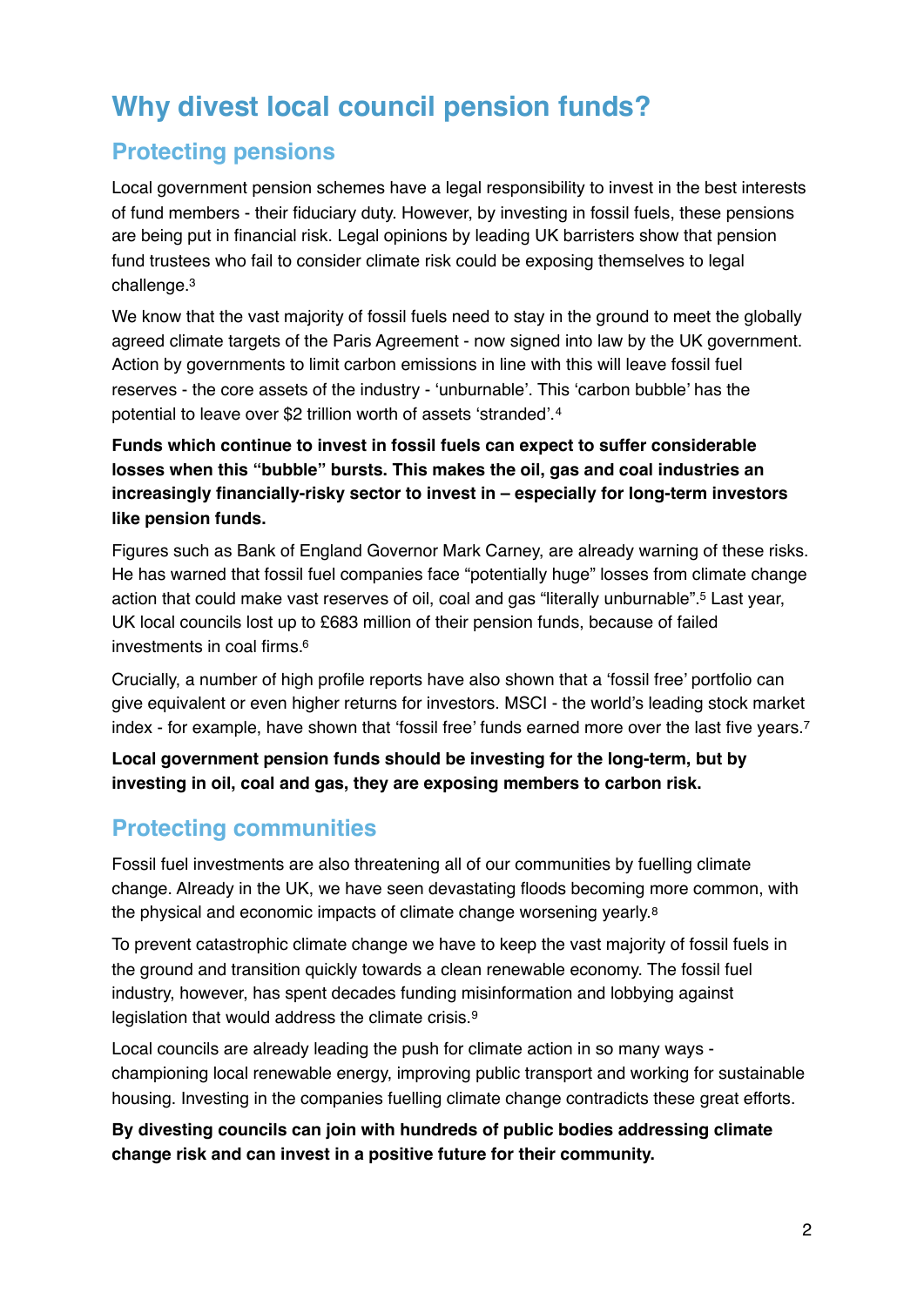# Why divest local council pension funds?

## Protecting pensions

Local government pension schemes have a legal responsibility to invest in the best interests of fund members - their fiduciary duty. However, by investing in fossil fuels, these pensions are being put in financial risk. Legal opinions by leading UK barristers show that pension fund trustees who fail to consider climate risk could be exposing themselves to legal challenge.[3]

We know that the vast majority of fossil fuels need to stay in the ground to meet the globally agreed climate targets of the Paris Agreement - now signed into law by the UK government. Action by governments to limit carbon emissions in line with this will leave fossil fuel reserves - the core assets of the industry - 'unburnable'. This 'carbon bubble' has the potential to leave over $2 trillion worth of assets 'stranded'.[4]

**Funds which continue to invest in fossil fuels can expect to suffer considerable losses when this "bubble" bursts. This makes the oil, gas and coal industries an increasingly financially-risky sector to invest in – especially for long-term investors like pension funds.**

Figures such as Bank of England Governor Mark Carney, are already warning of these risks. He has warned that fossil fuel companies face "potentially huge" losses from climate change action that could make vast reserves of oil, coal and gas "literally unburnable".[5] Last year, UK local councils lost up to £683 million of their pension funds, because of failed investments in coal firms.[6]

Crucially, a number of high profile reports have also shown that a 'fossil free' portfolio can give equivalent or even higher returns for investors. MSCI - the world's leading stock market index - for example, have shown that 'fossil free' funds earned more over the last five years.[7]

**Local government pension funds should be investing for the long-term, but by investing in oil, coal and gas, they are exposing members to carbon risk.**

## Protecting communities

Fossil fuel investments are also threatening all of our communities by fuelling climate change. Already in the UK, we have seen devastating floods becoming more common, with the physical and economic impacts of climate change worsening yearly.[8]

To prevent catastrophic climate change we have to keep the vast majority of fossil fuels in the ground and transition quickly towards a clean renewable economy. The fossil fuel industry, however, has spent decades funding misinformation and lobbying against legislation that would address the climate crisis.[9]

Local councils are already leading the push for climate action in so many ways - championing local renewable energy, improving public transport and working for sustainable housing. Investing in the companies fuelling climate change contradicts these great efforts.

**By divesting councils can join with hundreds of public bodies addressing climate change risk and can invest in a positive future for their community.**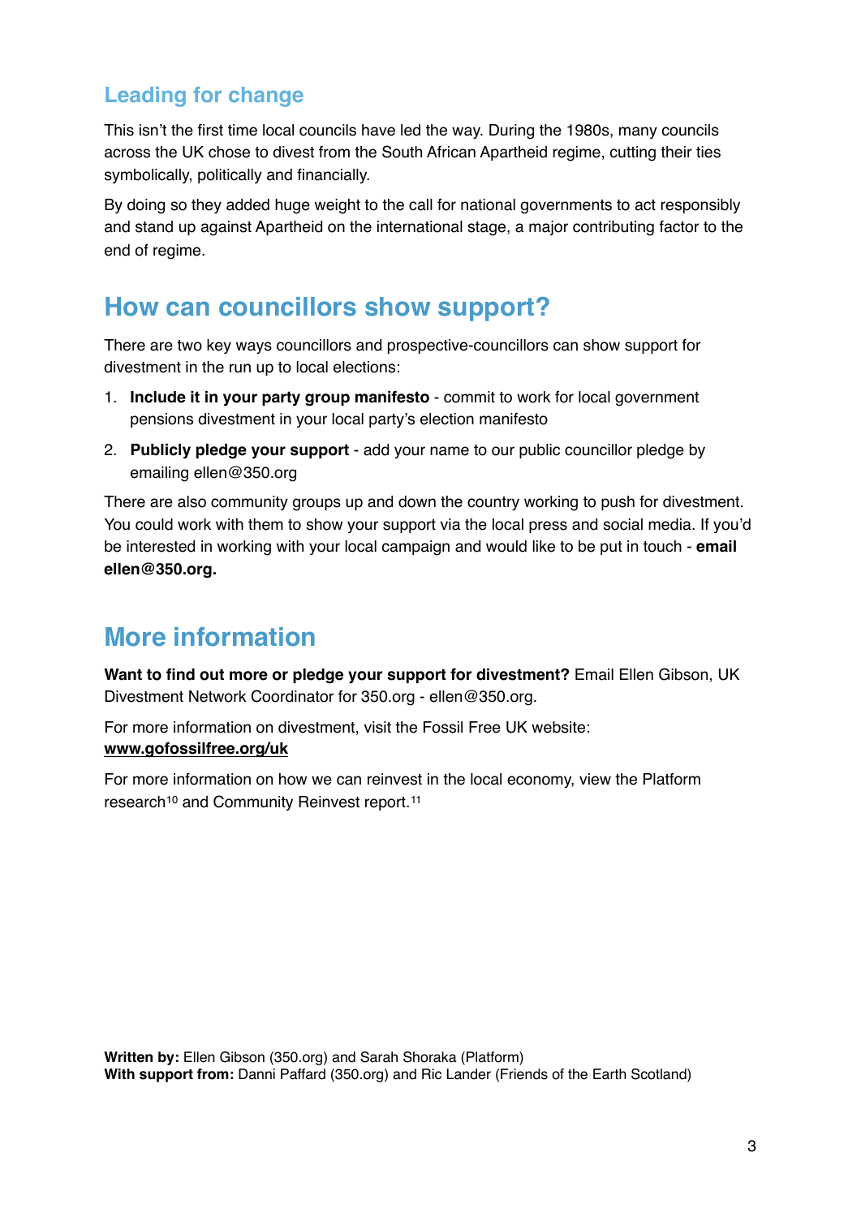### Leading for change

This isn't the first time local councils have led the way. During the 1980s, many councils across the UK chose to divest from the South African Apartheid regime, cutting their ties symbolically, politically and financially.

By doing so they added huge weight to the call for national governments to act responsibly and stand up against Apartheid on the international stage, a major contributing factor to the end of regime.

## How can councillors show support?

There are two key ways councillors and prospective-councillors can show support for divestment in the run up to local elections:

1. **Include it in your party group manifesto** - commit to work for local government pensions divestment in your local party's election manifesto
2. **Publicly pledge your support** - add your name to our public councillor pledge by emailing ellen@350.org

There are also community groups up and down the country working to push for divestment. You could work with them to show your support via the local press and social media. If you'd be interested in working with your local campaign and would like to be put in touch - **email ellen@350.org.**

## More information

**Want to find out more or pledge your support for divestment?** Email Ellen Gibson, UK Divestment Network Coordinator for 350.org - ellen@350.org.

For more information on divestment, visit the Fossil Free UK website: **[www.gofossilfree.org/uk](www.gofossilfree.org/uk)**

For more information on how we can reinvest in the local economy, view the Platform research[10] and Community Reinvest report.[11]

**Written by:** Ellen Gibson (350.org) and Sarah Shoraka (Platform)
**With support from:** Danni Paffard (350.org) and Ric Lander (Friends of the Earth Scotland)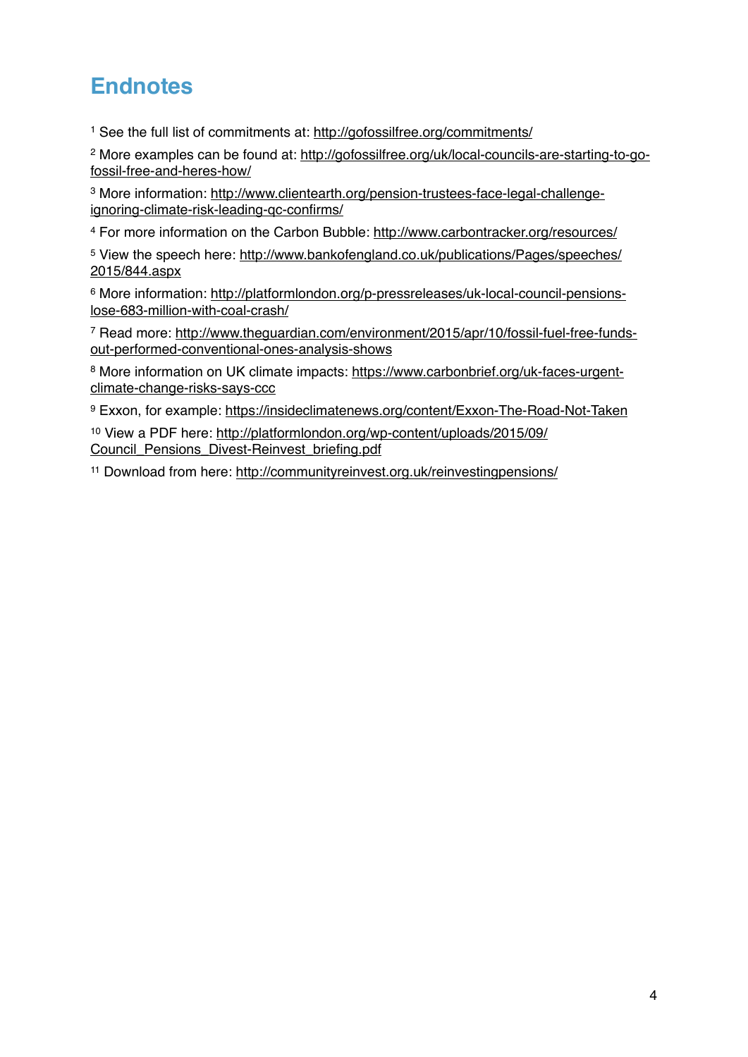# Endnotes

[1] See the full list of commitments at: http://gofossilfree.org/commitments/

[2] More examples can be found at: http://gofossilfree.org/uk/local-councils-are-starting-to-go-fossil-free-and-heres-how/

[3] More information: http://www.clientearth.org/pension-trustees-face-legal-challenge-ignoring-climate-risk-leading-qc-confirms/

[4] For more information on the Carbon Bubble: http://www.carbontracker.org/resources/

[5] View the speech here: http://www.bankofengland.co.uk/publications/Pages/speeches/2015/844.aspx

[6] More information: http://platformlondon.org/p-pressreleases/uk-local-council-pensions-lose-683-million-with-coal-crash/

[7] Read more: http://www.theguardian.com/environment/2015/apr/10/fossil-fuel-free-funds-out-performed-conventional-ones-analysis-shows

[8] More information on UK climate impacts: https://www.carbonbrief.org/uk-faces-urgent-climate-change-risks-says-ccc

[9] Exxon, for example: https://insideclimatenews.org/content/Exxon-The-Road-Not-Taken

[10] View a PDF here: http://platformlondon.org/wp-content/uploads/2015/09/Council_Pensions_Divest-Reinvest_briefing.pdf

[11] Download from here: http://communityreinvest.org.uk/reinvestingpensions/